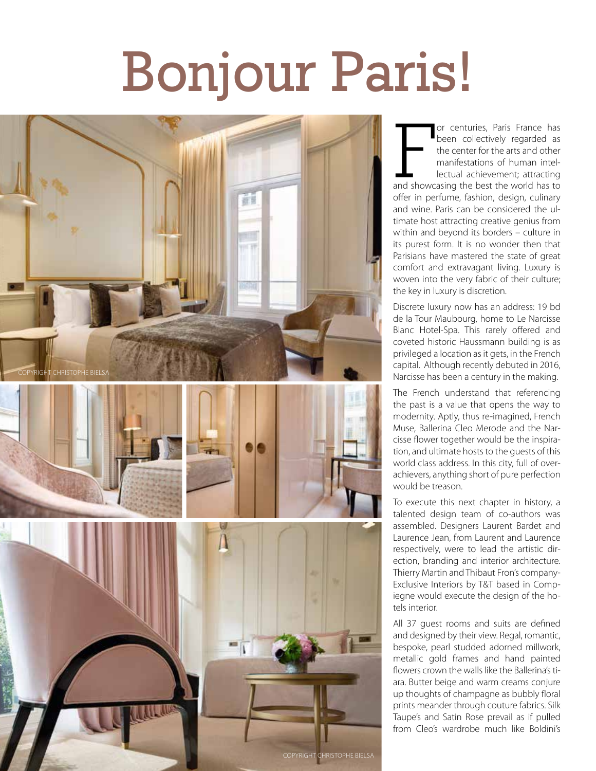# Bonjour Paris!

COPYRIGHT CHRISTOPHE BIELSA

COPYRIGHT CHRISTOPHE BIELSA

For centuries, Paris France has been collectively regarded as the center for the arts and other manifestations of human intellectual achievement; attracting and showcasing the best the world has to offer in perfume, fashion, design, culinary and wine. Paris can be considered the ultimate host attracting creative genius from within and beyond its borders – culture in its purest form. It is no wonder then that Parisians have mastered the state of great comfort and extravagant living. Luxury is woven into the very fabric of their culture; the key in luxury is discretion.

Discrete luxury now has an address: 19 bd de la Tour Maubourg, home to Le Narcisse Blanc Hotel-Spa. This rarely offered and coveted historic Haussmann building is as privileged a location as it gets, in the French capital. Although recently debuted in 2016, Narcisse has been a century in the making.

The French understand that referencing the past is a value that opens the way to modernity. Aptly, thus re-imagined, French Muse, Ballerina Cleo Merode and the Narcisse flower together would be the inspiration, and ultimate hosts to the guests of this world class address. In this city, full of overachievers, anything short of pure perfection would be treason.

To execute this next chapter in history, a talented design team of co-authors was assembled. Designers Laurent Bardet and Laurence Jean, from Laurent and Laurence respectively, were to lead the artistic direction, branding and interior architecture. Thierry Martin and Thibaut Fron's company-Exclusive Interiors by T&T based in Compiegne would execute the design of the hotels interior.

All 37 guest rooms and suits are defined and designed by their view. Regal, romantic, bespoke, pearl studded adorned millwork, metallic gold frames and hand painted flowers crown the walls like the Ballerina's tiara. Butter beige and warm creams conjure up thoughts of champagne as bubbly floral prints meander through couture fabrics. Silk Taupe's and Satin Rose prevail as if pulled from Cleo's wardrobe much like Boldini's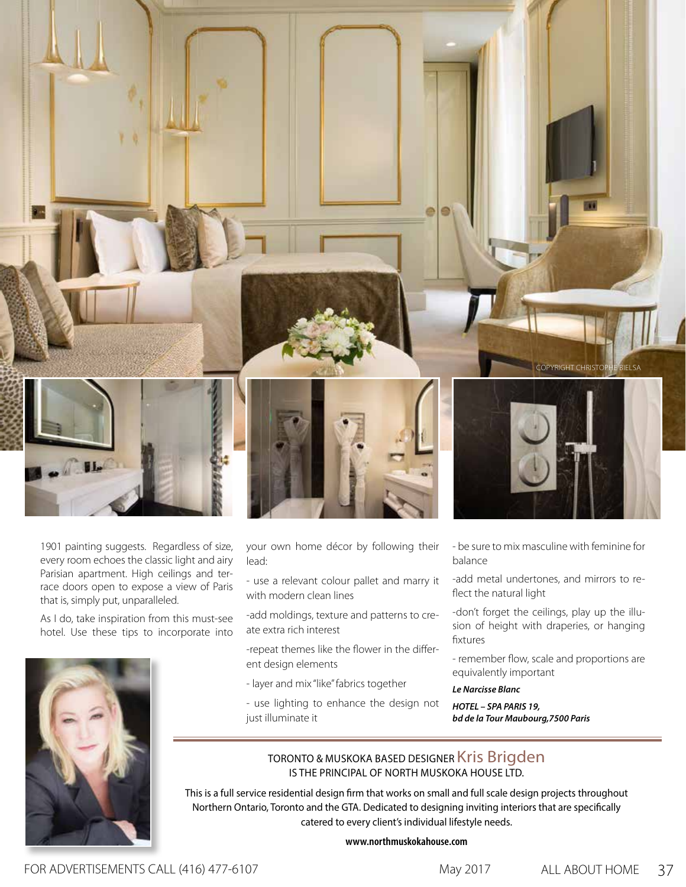COPYRIGHT CHRISTOPHE BIELSA

1901 painting suggests. Regardless of size, every room echoes the classic light and airy Parisian apartment. High ceilings and terrace doors open to expose a view of Paris that is, simply put, unparalleled.

As I do, take inspiration from this must-see hotel. Use these tips to incorporate into your own home décor by following their lead:

- use a relevant colour pallet and marry it with modern clean lines
- add moldings, texture and patterns to create extra rich interest
- repeat themes like the flower in the different design elements
- layer and mix "like" fabrics together
- use lighting to enhance the design not just illuminate it
- be sure to mix masculine with feminine for balance
- add metal undertones, and mirrors to reflect the natural light
- don't forget the ceilings, play up the illusion of height with draperies, or hanging fixtures
- remember flow, scale and proportions are equivalently important

***Le Narcisse Blanc***

***HOTEL – SPA PARIS 19,***
***bd de la Tour Maubourg,7500 Paris***

---

TORONTO & MUSKOKA BASED DESIGNER Kris Brigden
IS THE PRINCIPAL OF NORTH MUSKOKA HOUSE LTD.

This is a full service residential design firm that works on small and full scale design projects throughout Northern Ontario, Toronto and the GTA. Dedicated to designing inviting interiors that are specifically catered to every client's individual lifestyle needs.

**www.northmuskokahouse.com**

FOR ADVERTISEMENTS CALL (416) 477-6107